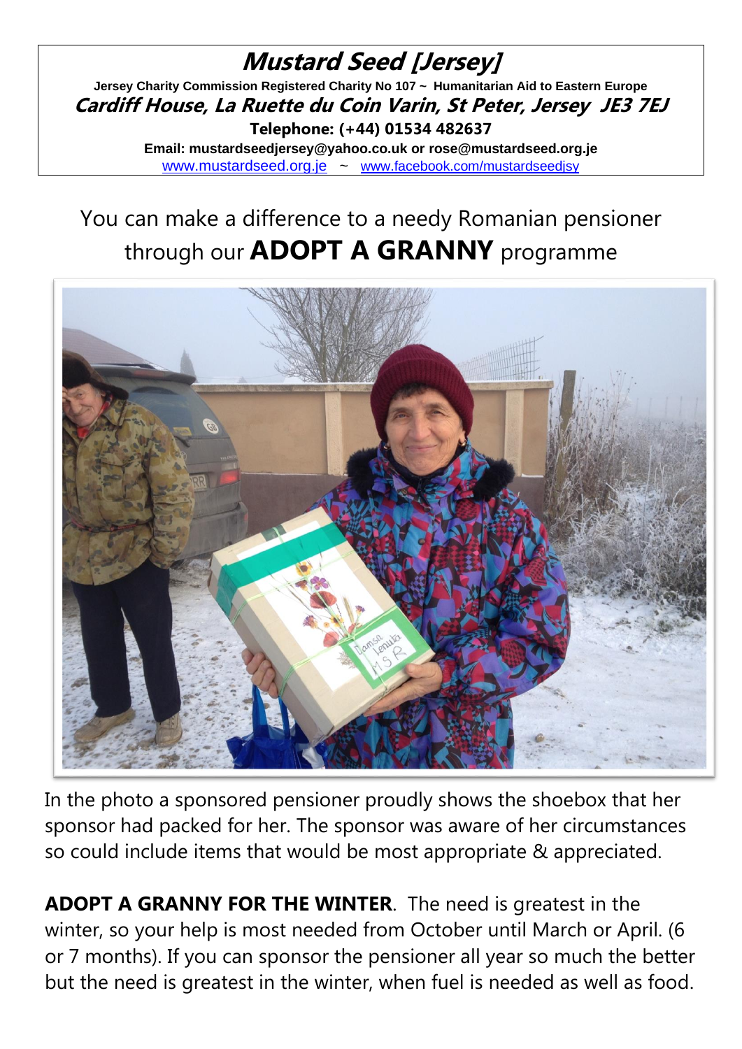# Mustard Seed [Jersey]

**Jersey Charity Commission Registered Charity No 107 ~ Humanitarian Aid to Eastern Europe**

***Cardiff House, La Ruette du Coin Varin, St Peter, Jersey JE3 7EJ***

**Telephone: (+44) 01534 482637**

**Email: mustardseedjersey@yahoo.co.uk or rose@mustardseed.org.je**

www.mustardseed.org.je ~ www.facebook.com/mustardseedjsy

## You can make a difference to a needy Romanian pensioner through our **ADOPT A GRANNY** programme

In the photo a sponsored pensioner proudly shows the shoebox that her sponsor had packed for her. The sponsor was aware of her circumstances so could include items that would be most appropriate & appreciated.

**ADOPT A GRANNY FOR THE WINTER**. The need is greatest in the winter, so your help is most needed from October until March or April. (6 or 7 months). If you can sponsor the pensioner all year so much the better but the need is greatest in the winter, when fuel is needed as well as food.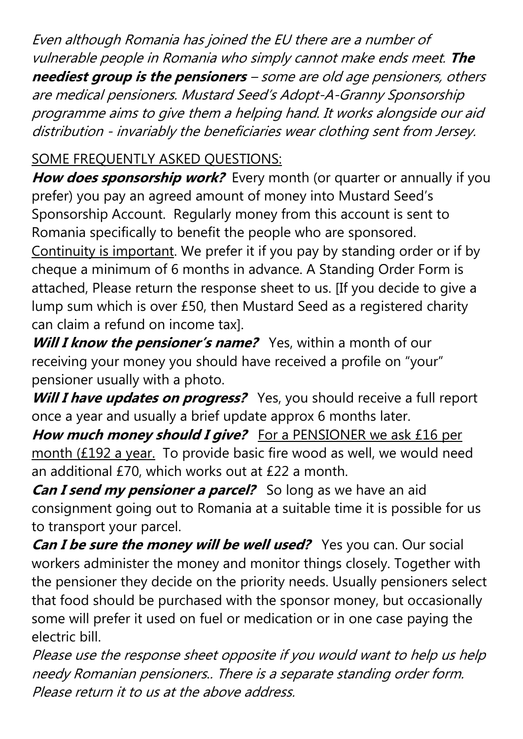*Even although Romania has joined the EU there are a number of vulnerable people in Romania who simply cannot make ends meet.* ***The neediest group is the pensioners*** *– some are old age pensioners, others are medical pensioners. Mustard Seed's Adopt-A-Granny Sponsorship programme aims to give them a helping hand. It works alongside our aid distribution - invariably the beneficiaries wear clothing sent from Jersey.*

<u>SOME FREQUENTLY ASKED QUESTIONS:</u>

***How does sponsorship work?*** Every month (or quarter or annually if you prefer) you pay an agreed amount of money into Mustard Seed's Sponsorship Account. Regularly money from this account is sent to Romania specifically to benefit the people who are sponsored. <u>Continuity is important</u>. We prefer it if you pay by standing order or if by cheque a minimum of 6 months in advance. A Standing Order Form is attached, Please return the response sheet to us. [If you decide to give a lump sum which is over £50, then Mustard Seed as a registered charity can claim a refund on income tax].

***Will I know the pensioner's name?*** Yes, within a month of our receiving your money you should have received a profile on "your" pensioner usually with a photo.

***Will I have updates on progress?*** Yes, you should receive a full report once a year and usually a brief update approx 6 months later.

***How much money should I give?*** <u>For a PENSIONER we ask £16 per month (£192 a year.</u> To provide basic fire wood as well, we would need an additional £70, which works out at £22 a month.

***Can I send my pensioner a parcel?*** So long as we have an aid consignment going out to Romania at a suitable time it is possible for us to transport your parcel.

***Can I be sure the money will be well used?*** Yes you can. Our social workers administer the money and monitor things closely. Together with the pensioner they decide on the priority needs. Usually pensioners select that food should be purchased with the sponsor money, but occasionally some will prefer it used on fuel or medication or in one case paying the electric bill.

*Please use the response sheet opposite if you would want to help us help needy Romanian pensioners.. There is a separate standing order form. Please return it to us at the above address.*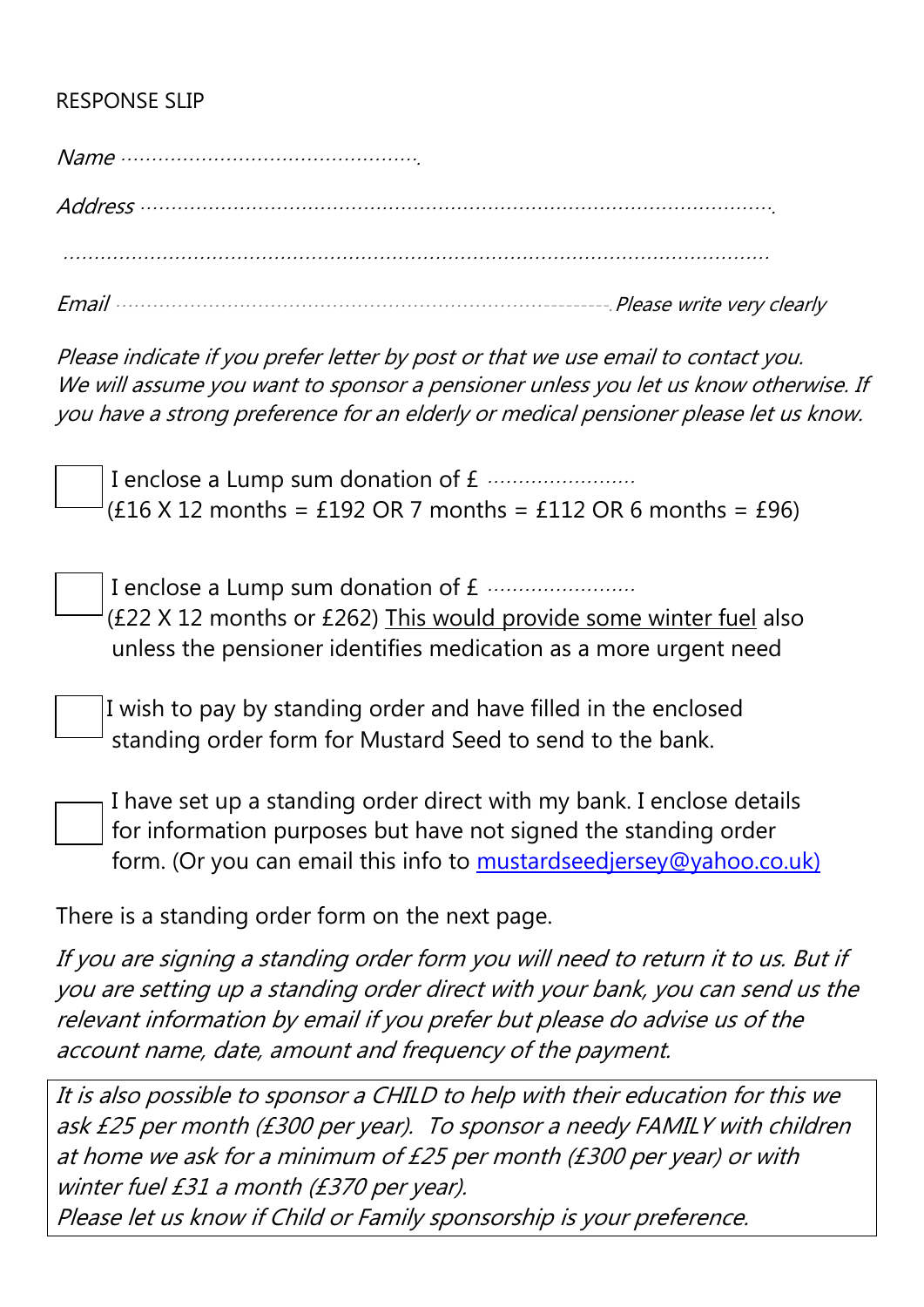RESPONSE SLIP

*Name* …………………………………………….

*Address* …………………………………………………………………………………………….

…………………………………………………………………………………………………………

*Email* …………………………………………………………………---------. *Please write very clearly*

*Please indicate if you prefer letter by post or that we use email to contact you.*
*We will assume you want to sponsor a pensioner unless you let us know otherwise. If you have a strong preference for an elderly or medical pensioner please let us know.*

☐ I enclose a Lump sum donation of £ ……………………
(£16 X 12 months = £192 OR 7 months = £112 OR 6 months = £96)

☐ I enclose a Lump sum donation of £ ……………………
(£22 X 12 months or £262) <u>This would provide some winter fuel</u> also unless the pensioner identifies medication as a more urgent need

☐ I wish to pay by standing order and have filled in the enclosed standing order form for Mustard Seed to send to the bank.

☐ I have set up a standing order direct with my bank. I enclose details for information purposes but have not signed the standing order form. (Or you can email this info to mustardseedjersey@yahoo.co.uk)

There is a standing order form on the next page.

*If you are signing a standing order form you will need to return it to us. But if you are setting up a standing order direct with your bank, you can send us the relevant information by email if you prefer but please do advise us of the account name, date, amount and frequency of the payment.*

*It is also possible to sponsor a CHILD to help with their education for this we ask £25 per month (£300 per year). To sponsor a needy FAMILY with children at home we ask for a minimum of £25 per month (£300 per year) or with winter fuel £31 a month (£370 per year).*
*Please let us know if Child or Family sponsorship is your preference.*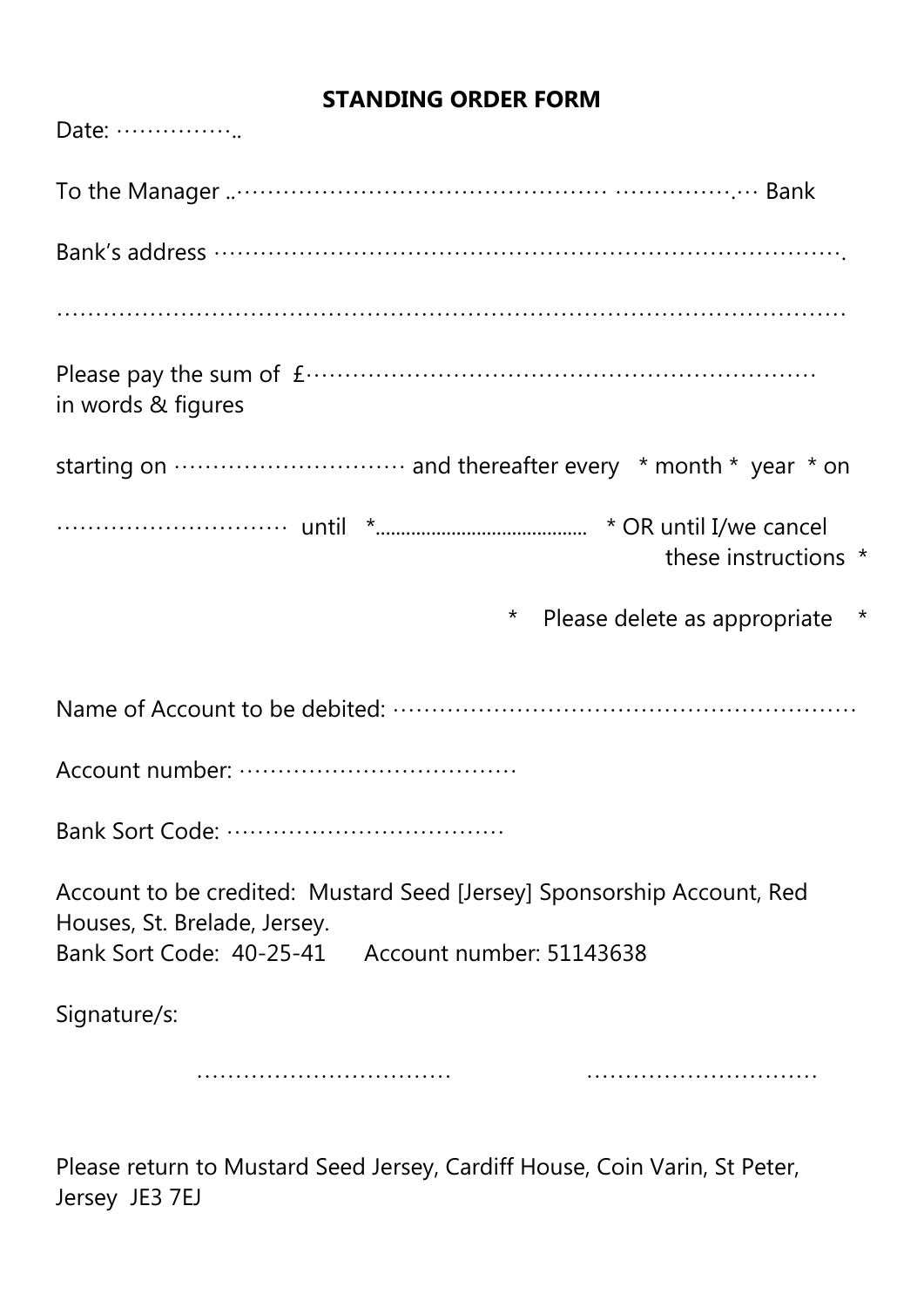**STANDING ORDER FORM**

Date: ……………..

To the Manager ..……………………………………… …………….… Bank

Bank's address ……………………………………………………………………….

………………………………………………………………………………………

Please pay the sum of £…………………………………………………………
in words & figures

starting on ………………………… and thereafter every * month * year * on

………………………… until *......................................... * OR until I/we cancel these instructions *

* Please delete as appropriate *

Name of Account to be debited: ……………………………………………………

Account number: ………………………………

Bank Sort Code: ………………………………

Account to be credited: Mustard Seed [Jersey] Sponsorship Account, Red Houses, St. Brelade, Jersey.
Bank Sort Code: 40-25-41 Account number: 51143638

Signature/s:

…………………………… …………………………

Please return to Mustard Seed Jersey, Cardiff House, Coin Varin, St Peter, Jersey JE3 7EJ